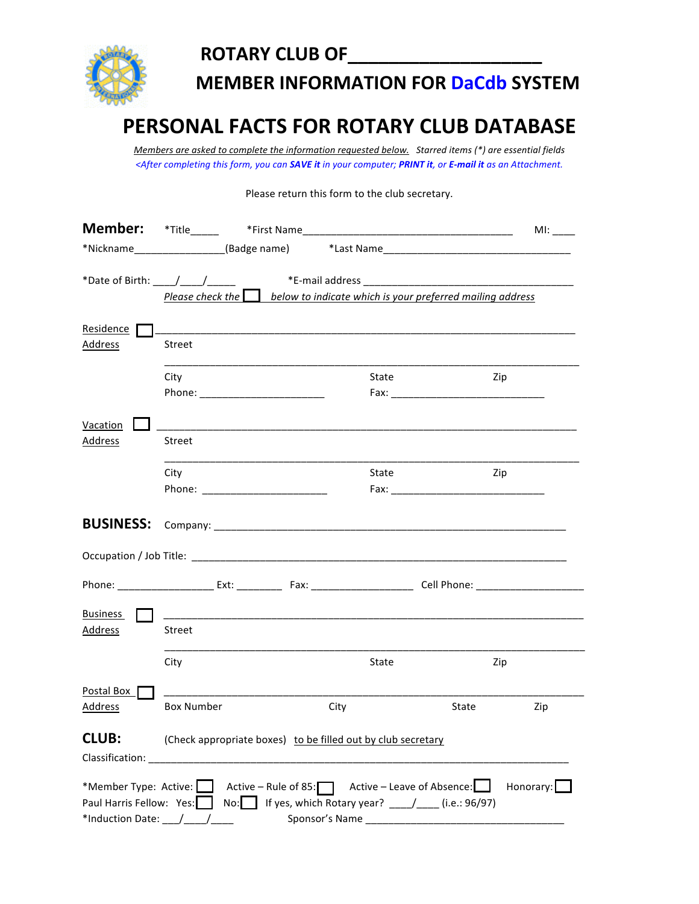# ROTARY CLUB OF___________________

## MEMBER INFORMATION FOR DaCdb SYSTEM

# PERSONAL FACTS FOR ROTARY CLUB DATABASE

_Members are asked to complete the information requested below._ *Starred items (*) are essential fields*

*<After completing this form, you can **SAVE it** in your computer; **PRINT it**, or **E-mail it** as an Attachment.*

Please return this form to the club secretary.

**Member:** *Title_____ *First Name___________________________________ MI: ____

*Nickname________________(Badge name) *Last Name________________________________

*Date of Birth: ____/____/_____ *E-mail address ____________________________________

_Please check the ☐ below to indicate which is your preferred mailing address_

Residence Address ☐ ________________________________________________________________________
Street
________________________________________________________________________
City State Zip
Phone: ______________________ Fax: ___________________________

Vacation Address ☐ ________________________________________________________________________
Street
________________________________________________________________________
City State Zip
Phone: ______________________ Fax: ___________________________

**BUSINESS:** Company: ______________________________________________________________

Occupation / Job Title: _________________________________________________________________

Phone: _________________ Ext: ________ Fax: __________________ Cell Phone: ___________________

Business Address ☐ ________________________________________________________________________
Street
________________________________________________________________________
City State Zip

Postal Box Address ☐ ________________________________________________________________________
Box Number City State Zip

**CLUB:** (Check appropriate boxes) _to be filled out by club secretary_

Classification: ____________________________________________________________________________

*Member Type: Active: ☐ Active – Rule of 85: ☐ Active – Leave of Absence: ☐ Honorary: ☐

Paul Harris Fellow: Yes: ☐ No: ☐ If yes, which Rotary year? ____/____ (i.e.: 96/97)

*Induction Date: ___/____/____ Sponsor's Name __________________________________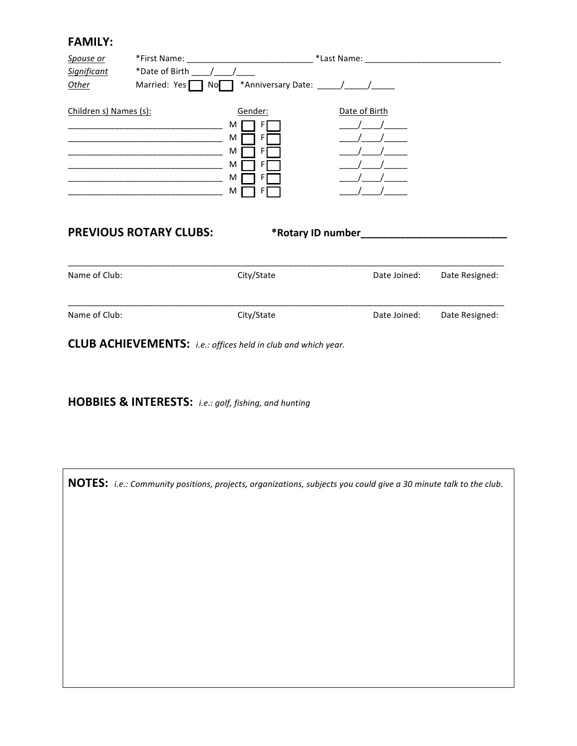## FAMILY:

*Spouse or Significant Other*

*First Name: ___________________________ *Last Name: _____________________________

*Date of Birth ____/____/____

Married: Yes ☐ No ☐ *Anniversary Date: _____/_____/_____

| Children s) Names (s): | Gender: | Date of Birth |
|---|---|---|
| ________________________________ | M ☐ F ☐ | ____/____/_____ |
| ________________________________ | M ☐ F ☐ | ____/____/_____ |
| ________________________________ | M ☐ F ☐ | ____/____/_____ |
| ________________________________ | M ☐ F ☐ | ____/____/_____ |
| ________________________________ | M ☐ F ☐ | ____/____/_____ |
| ________________________________ | M ☐ F ☐ | ____/____/_____ |

## PREVIOUS ROTARY CLUBS: **\*Rotary ID number__________________________**

_____________________________________________________________________________________

Name of Club: City/State Date Joined: Date Resigned:

_____________________________________________________________________________________

Name of Club: City/State Date Joined: Date Resigned:

## CLUB ACHIEVEMENTS: *i.e.: offices held in club and which year.*

## HOBBIES & INTERESTS: *i.e.: golf, fishing, and hunting*

## NOTES: *i.e.: Community positions, projects, organizations, subjects you could give a 30 minute talk to the club.*